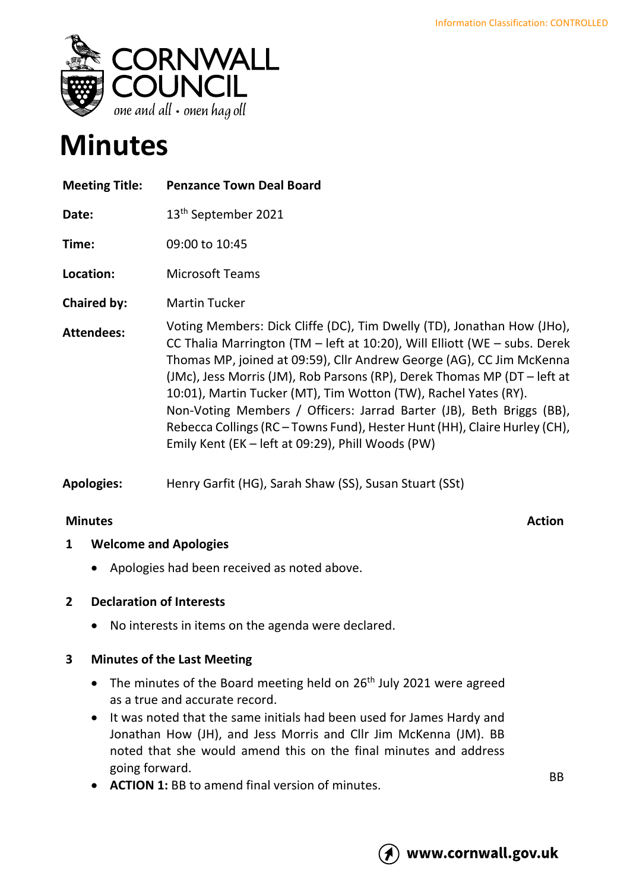Information Classification: CONTROLLED

CORNWALL COUNCIL
*one and all • onen hag oll*

# Minutes

**Meeting Title:** **Penzance Town Deal Board**

**Date:** 13th September 2021

**Time:** 09:00 to 10:45

**Location:** Microsoft Teams

**Chaired by:** Martin Tucker

**Attendees:** Voting Members: Dick Cliffe (DC), Tim Dwelly (TD), Jonathan How (JHo), CC Thalia Marrington (TM – left at 10:20), Will Elliott (WE – subs. Derek Thomas MP, joined at 09:59), Cllr Andrew George (AG), CC Jim McKenna (JMc), Jess Morris (JM), Rob Parsons (RP), Derek Thomas MP (DT – left at 10:01), Martin Tucker (MT), Tim Wotton (TW), Rachel Yates (RY).
Non-Voting Members / Officers: Jarrad Barter (JB), Beth Briggs (BB), Rebecca Collings (RC – Towns Fund), Hester Hunt (HH), Claire Hurley (CH), Emily Kent (EK – left at 09:29), Phill Woods (PW)

**Apologies:** Henry Garfit (HG), Sarah Shaw (SS), Susan Stuart (SSt)

| Minutes | Action |
|---|---|

## 1 Welcome and Apologies

- Apologies had been received as noted above.

## 2 Declaration of Interests

- No interests in items on the agenda were declared.

## 3 Minutes of the Last Meeting

- The minutes of the Board meeting held on 26th July 2021 were agreed as a true and accurate record.
- It was noted that the same initials had been used for James Hardy and Jonathan How (JH), and Jess Morris and Cllr Jim McKenna (JM). BB noted that she would amend this on the final minutes and address going forward.
- **ACTION 1:** BB to amend final version of minutes. — BB

www.cornwall.gov.uk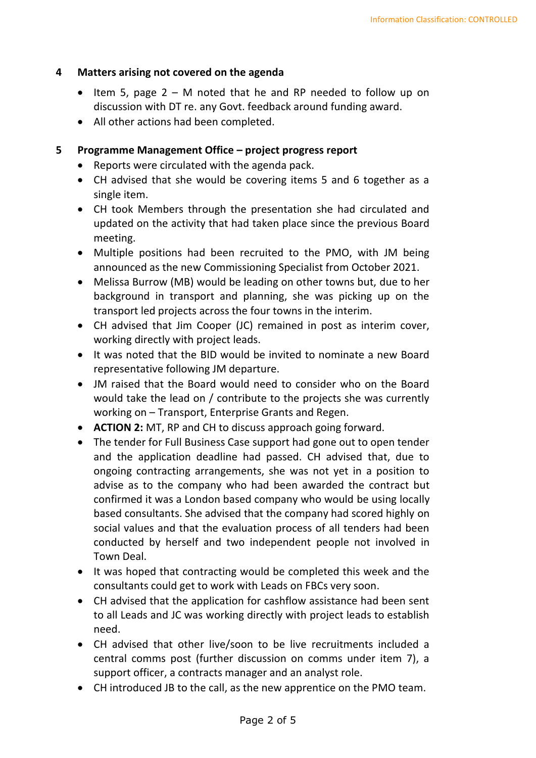## 4 Matters arising not covered on the agenda

- Item 5, page 2 – M noted that he and RP needed to follow up on discussion with DT re. any Govt. feedback around funding award.
- All other actions had been completed.

## 5 Programme Management Office – project progress report

- Reports were circulated with the agenda pack.
- CH advised that she would be covering items 5 and 6 together as a single item.
- CH took Members through the presentation she had circulated and updated on the activity that had taken place since the previous Board meeting.
- Multiple positions had been recruited to the PMO, with JM being announced as the new Commissioning Specialist from October 2021.
- Melissa Burrow (MB) would be leading on other towns but, due to her background in transport and planning, she was picking up on the transport led projects across the four towns in the interim.
- CH advised that Jim Cooper (JC) remained in post as interim cover, working directly with project leads.
- It was noted that the BID would be invited to nominate a new Board representative following JM departure.
- JM raised that the Board would need to consider who on the Board would take the lead on / contribute to the projects she was currently working on – Transport, Enterprise Grants and Regen.
- **ACTION 2:** MT, RP and CH to discuss approach going forward.
- The tender for Full Business Case support had gone out to open tender and the application deadline had passed. CH advised that, due to ongoing contracting arrangements, she was not yet in a position to advise as to the company who had been awarded the contract but confirmed it was a London based company who would be using locally based consultants. She advised that the company had scored highly on social values and that the evaluation process of all tenders had been conducted by herself and two independent people not involved in Town Deal.
- It was hoped that contracting would be completed this week and the consultants could get to work with Leads on FBCs very soon.
- CH advised that the application for cashflow assistance had been sent to all Leads and JC was working directly with project leads to establish need.
- CH advised that other live/soon to be live recruitments included a central comms post (further discussion on comms under item 7), a support officer, a contracts manager and an analyst role.
- CH introduced JB to the call, as the new apprentice on the PMO team.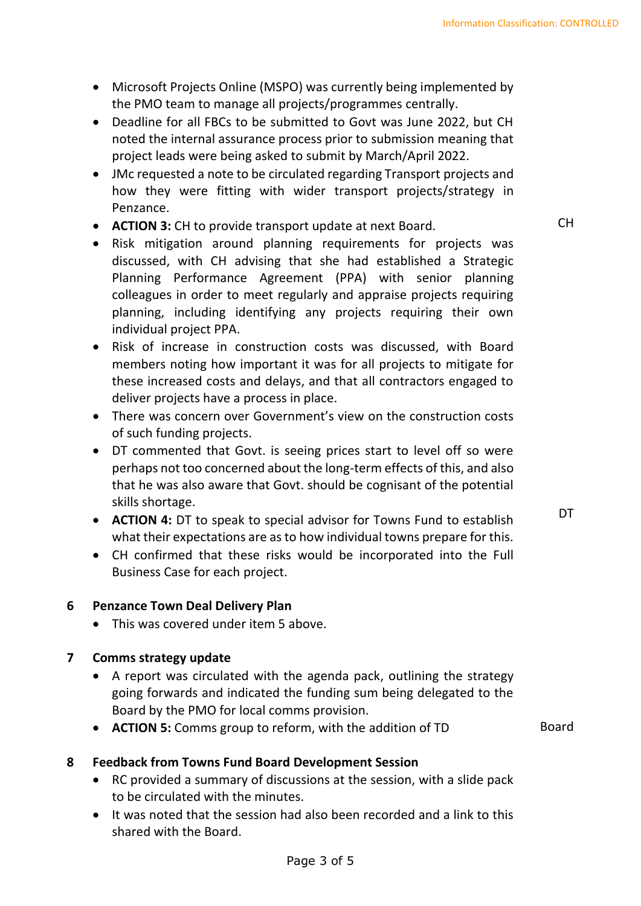- Microsoft Projects Online (MSPO) was currently being implemented by the PMO team to manage all projects/programmes centrally.
- Deadline for all FBCs to be submitted to Govt was June 2022, but CH noted the internal assurance process prior to submission meaning that project leads were being asked to submit by March/April 2022.
- JMc requested a note to be circulated regarding Transport projects and how they were fitting with wider transport projects/strategy in Penzance.
- **ACTION 3:** CH to provide transport update at next Board. — CH
- Risk mitigation around planning requirements for projects was discussed, with CH advising that she had established a Strategic Planning Performance Agreement (PPA) with senior planning colleagues in order to meet regularly and appraise projects requiring planning, including identifying any projects requiring their own individual project PPA.
- Risk of increase in construction costs was discussed, with Board members noting how important it was for all projects to mitigate for these increased costs and delays, and that all contractors engaged to deliver projects have a process in place.
- There was concern over Government's view on the construction costs of such funding projects.
- DT commented that Govt. is seeing prices start to level off so were perhaps not too concerned about the long-term effects of this, and also that he was also aware that Govt. should be cognisant of the potential skills shortage.
- **ACTION 4:** DT to speak to special advisor for Towns Fund to establish what their expectations are as to how individual towns prepare for this. — DT
- CH confirmed that these risks would be incorporated into the Full Business Case for each project.

## 6 Penzance Town Deal Delivery Plan

- This was covered under item 5 above.

## 7 Comms strategy update

- A report was circulated with the agenda pack, outlining the strategy going forwards and indicated the funding sum being delegated to the Board by the PMO for local comms provision.
- **ACTION 5:** Comms group to reform, with the addition of TD — Board

## 8 Feedback from Towns Fund Board Development Session

- RC provided a summary of discussions at the session, with a slide pack to be circulated with the minutes.
- It was noted that the session had also been recorded and a link to this shared with the Board.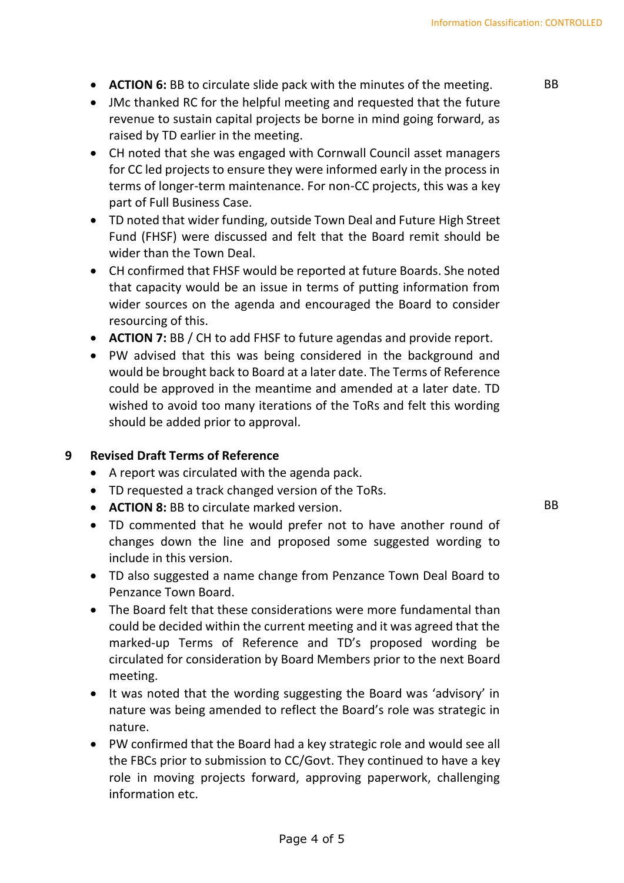- **ACTION 6:** BB to circulate slide pack with the minutes of the meeting. BB
- JMc thanked RC for the helpful meeting and requested that the future revenue to sustain capital projects be borne in mind going forward, as raised by TD earlier in the meeting.
- CH noted that she was engaged with Cornwall Council asset managers for CC led projects to ensure they were informed early in the process in terms of longer-term maintenance. For non-CC projects, this was a key part of Full Business Case.
- TD noted that wider funding, outside Town Deal and Future High Street Fund (FHSF) were discussed and felt that the Board remit should be wider than the Town Deal.
- CH confirmed that FHSF would be reported at future Boards. She noted that capacity would be an issue in terms of putting information from wider sources on the agenda and encouraged the Board to consider resourcing of this.
- **ACTION 7:** BB / CH to add FHSF to future agendas and provide report.
- PW advised that this was being considered in the background and would be brought back to Board at a later date. The Terms of Reference could be approved in the meantime and amended at a later date. TD wished to avoid too many iterations of the ToRs and felt this wording should be added prior to approval.

## 9 Revised Draft Terms of Reference

- A report was circulated with the agenda pack.
- TD requested a track changed version of the ToRs.
- **ACTION 8:** BB to circulate marked version. BB
- TD commented that he would prefer not to have another round of changes down the line and proposed some suggested wording to include in this version.
- TD also suggested a name change from Penzance Town Deal Board to Penzance Town Board.
- The Board felt that these considerations were more fundamental than could be decided within the current meeting and it was agreed that the marked-up Terms of Reference and TD's proposed wording be circulated for consideration by Board Members prior to the next Board meeting.
- It was noted that the wording suggesting the Board was 'advisory' in nature was being amended to reflect the Board's role was strategic in nature.
- PW confirmed that the Board had a key strategic role and would see all the FBCs prior to submission to CC/Govt. They continued to have a key role in moving projects forward, approving paperwork, challenging information etc.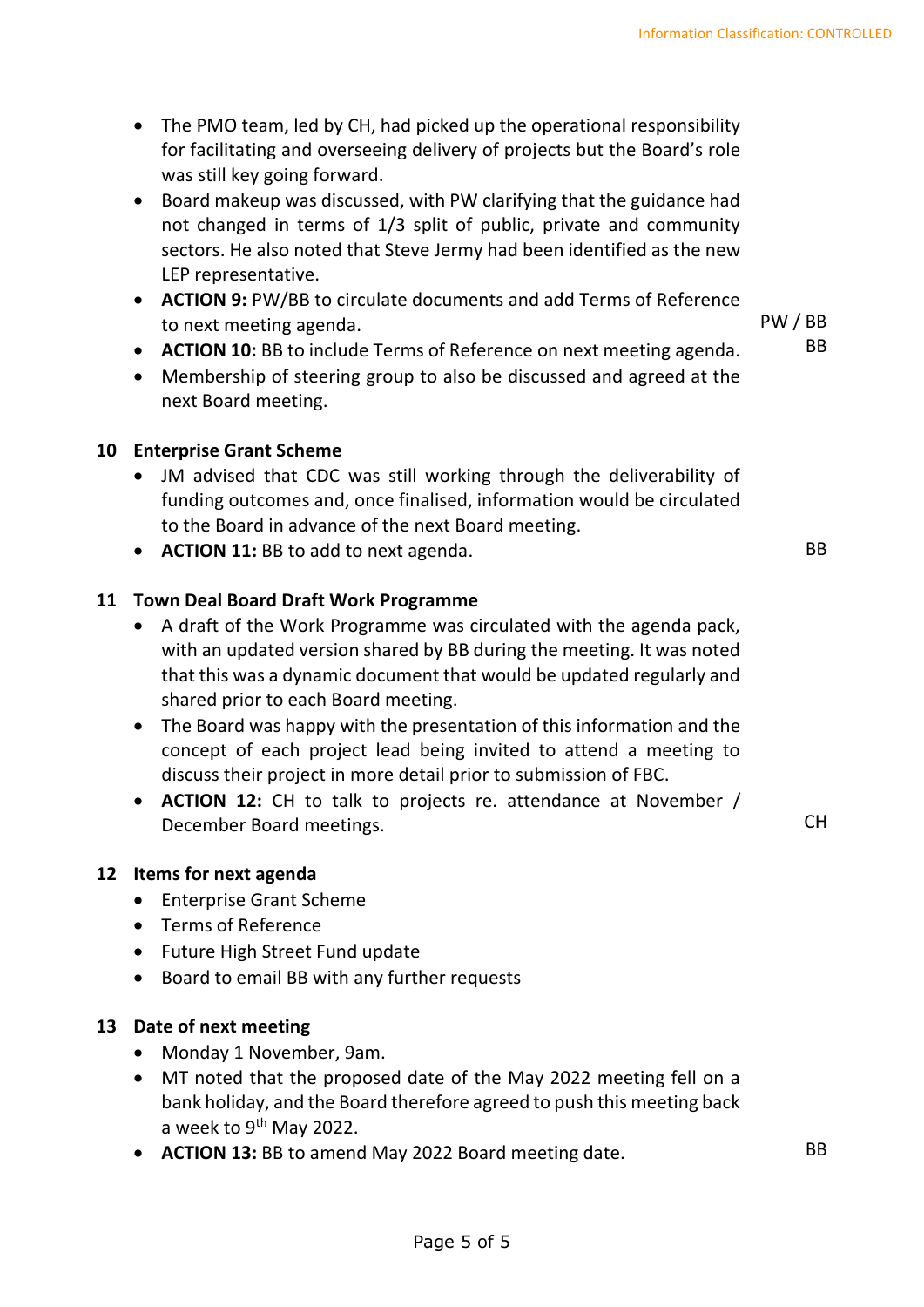- The PMO team, led by CH, had picked up the operational responsibility for facilitating and overseeing delivery of projects but the Board's role was still key going forward.
- Board makeup was discussed, with PW clarifying that the guidance had not changed in terms of 1/3 split of public, private and community sectors. He also noted that Steve Jermy had been identified as the new LEP representative.
- **ACTION 9:** PW/BB to circulate documents and add Terms of Reference to next meeting agenda. — PW / BB
- **ACTION 10:** BB to include Terms of Reference on next meeting agenda. — BB
- Membership of steering group to also be discussed and agreed at the next Board meeting.

## 10 Enterprise Grant Scheme

- JM advised that CDC was still working through the deliverability of funding outcomes and, once finalised, information would be circulated to the Board in advance of the next Board meeting.
- **ACTION 11:** BB to add to next agenda. — BB

## 11 Town Deal Board Draft Work Programme

- A draft of the Work Programme was circulated with the agenda pack, with an updated version shared by BB during the meeting. It was noted that this was a dynamic document that would be updated regularly and shared prior to each Board meeting.
- The Board was happy with the presentation of this information and the concept of each project lead being invited to attend a meeting to discuss their project in more detail prior to submission of FBC.
- **ACTION 12:** CH to talk to projects re. attendance at November / December Board meetings. — CH

## 12 Items for next agenda

- Enterprise Grant Scheme
- Terms of Reference
- Future High Street Fund update
- Board to email BB with any further requests

## 13 Date of next meeting

- Monday 1 November, 9am.
- MT noted that the proposed date of the May 2022 meeting fell on a bank holiday, and the Board therefore agreed to push this meeting back a week to 9th May 2022.
- **ACTION 13:** BB to amend May 2022 Board meeting date. — BB